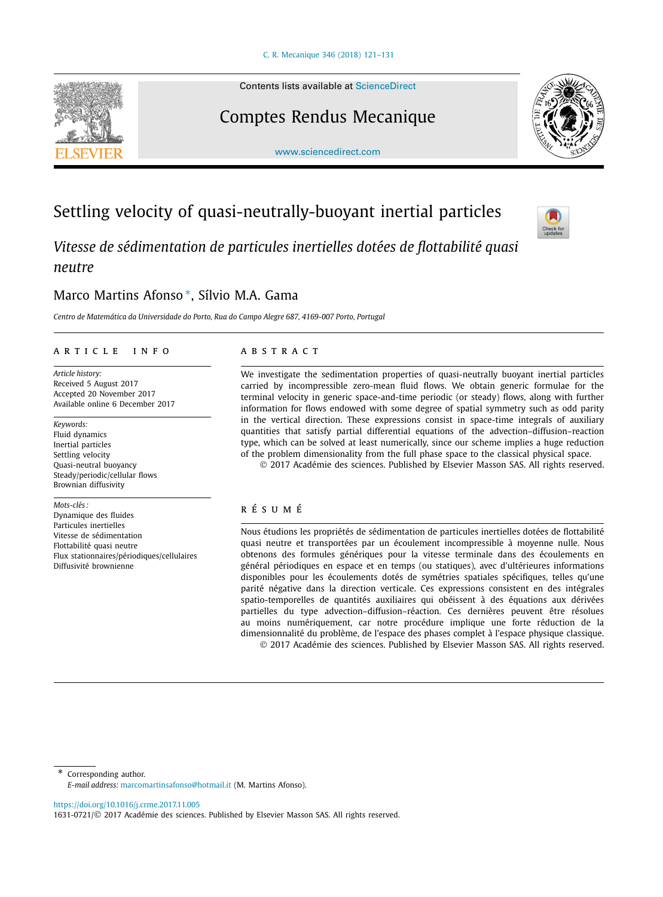# Settling velocity of quasi-neutrally-buoyant inertial particles

*Vitesse de sédimentation de particules inertielles dotées de flottabilité quasi neutre*

Marco Martins Afonso *, Sílvio M.A. Gama

*Centro de Matemática da Universidade do Porto, Rua do Campo Alegre 687, 4169-007 Porto, Portugal*

---

**ARTICLE INFO**

*Article history:*
Received 5 August 2017
Accepted 20 November 2017
Available online 6 December 2017

*Keywords:*
Fluid dynamics
Inertial particles
Settling velocity
Quasi-neutral buoyancy
Steady/periodic/cellular flows
Brownian diffusivity

*Mots-clés :*
Dynamique des fluides
Particules inertielles
Vitesse de sédimentation
Flottabilité quasi neutre
Flux stationnaires/périodiques/cellulaires
Diffusivité brownienne

**ABSTRACT**

We investigate the sedimentation properties of quasi-neutrally buoyant inertial particles carried by incompressible zero-mean fluid flows. We obtain generic formulae for the terminal velocity in generic space-and-time periodic (or steady) flows, along with further information for flows endowed with some degree of spatial symmetry such as odd parity in the vertical direction. These expressions consist in space-time integrals of auxiliary quantities that satisfy partial differential equations of the advection–diffusion–reaction type, which can be solved at least numerically, since our scheme implies a huge reduction of the problem dimensionality from the full phase space to the classical physical space.

© 2017 Académie des sciences. Published by Elsevier Masson SAS. All rights reserved.

**RÉSUMÉ**

Nous étudions les propriétés de sédimentation de particules inertielles dotées de flottabilité quasi neutre et transportées par un écoulement incompressible à moyenne nulle. Nous obtenons des formules génériques pour la vitesse terminale dans des écoulements en général périodiques en espace et en temps (ou statiques), avec d'ultérieures informations disponibles pour les écoulements dotés de symétries spatiales spécifiques, telles qu'une parité négative dans la direction verticale. Ces expressions consistent en des intégrales spatio-temporelles de quantités auxiliaires qui obéissent à des équations aux dérivées partielles du type advection–diffusion–réaction. Ces dernières peuvent être résolues au moins numériquement, car notre procédure implique une forte réduction de la dimensionnalité du problème, de l'espace des phases complet à l'espace physique classique.

© 2017 Académie des sciences. Published by Elsevier Masson SAS. All rights reserved.

---

* Corresponding author.
*E-mail address:* marcomartinsafonso@hotmail.it (M. Martins Afonso).

https://doi.org/10.1016/j.crme.2017.11.005
1631-0721/© 2017 Académie des sciences. Published by Elsevier Masson SAS. All rights reserved.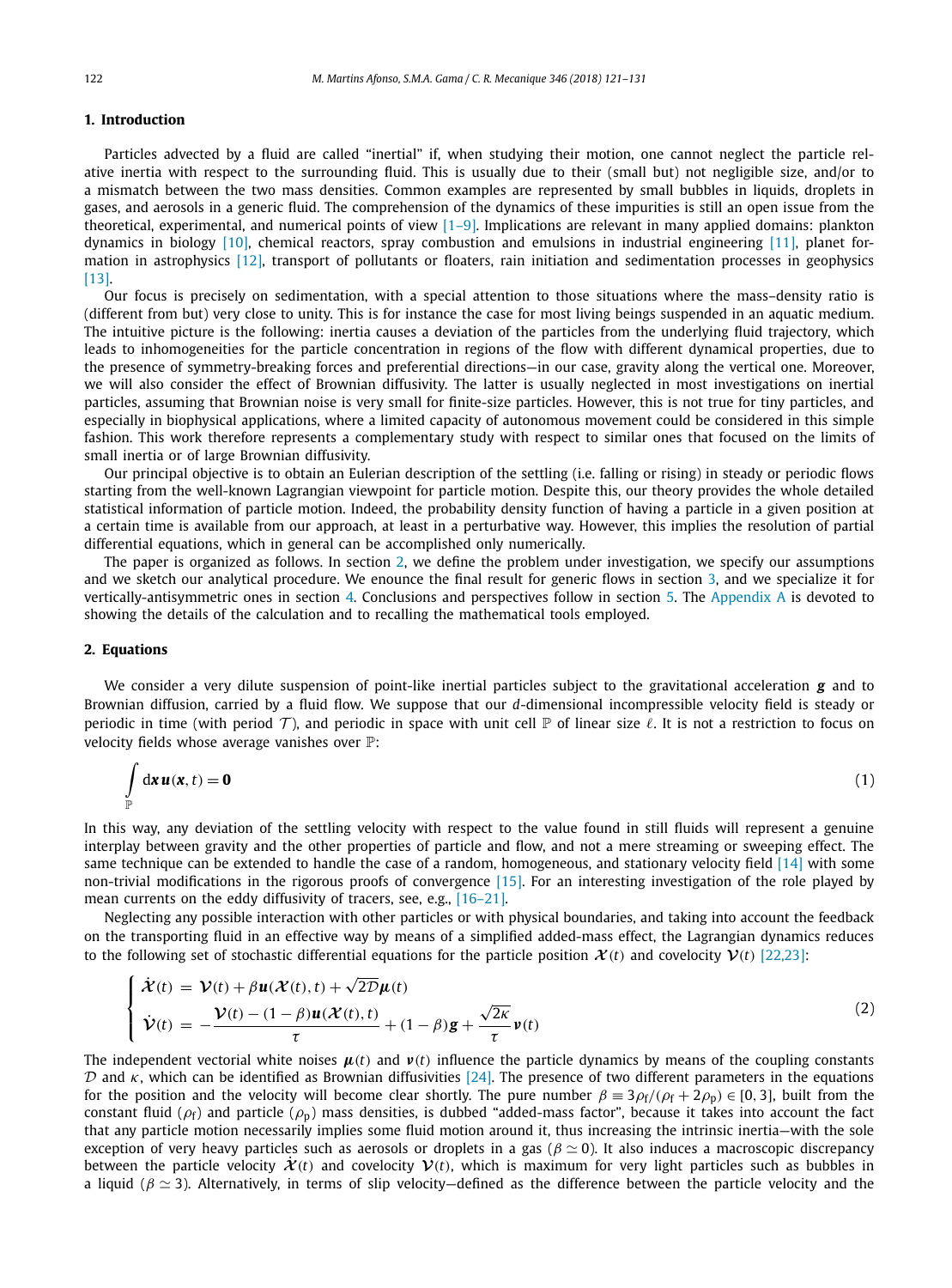## 1. Introduction

Particles advected by a fluid are called "inertial" if, when studying their motion, one cannot neglect the particle relative inertia with respect to the surrounding fluid. This is usually due to their (small but) not negligible size, and/or to a mismatch between the two mass densities. Common examples are represented by small bubbles in liquids, droplets in gases, and aerosols in a generic fluid. The comprehension of the dynamics of these impurities is still an open issue from the theoretical, experimental, and numerical points of view [1–9]. Implications are relevant in many applied domains: plankton dynamics in biology [10], chemical reactors, spray combustion and emulsions in industrial engineering [11], planet formation in astrophysics [12], transport of pollutants or floaters, rain initiation and sedimentation processes in geophysics [13].

Our focus is precisely on sedimentation, with a special attention to those situations where the mass–density ratio is (different from but) very close to unity. This is for instance the case for most living beings suspended in an aquatic medium. The intuitive picture is the following: inertia causes a deviation of the particles from the underlying fluid trajectory, which leads to inhomogeneities for the particle concentration in regions of the flow with different dynamical properties, due to the presence of symmetry-breaking forces and preferential directions—in our case, gravity along the vertical one. Moreover, we will also consider the effect of Brownian diffusivity. The latter is usually neglected in most investigations on inertial particles, assuming that Brownian noise is very small for finite-size particles. However, this is not true for tiny particles, and especially in biophysical applications, where a limited capacity of autonomous movement could be considered in this simple fashion. This work therefore represents a complementary study with respect to similar ones that focused on the limits of small inertia or of large Brownian diffusivity.

Our principal objective is to obtain an Eulerian description of the settling (i.e. falling or rising) in steady or periodic flows starting from the well-known Lagrangian viewpoint for particle motion. Despite this, our theory provides the whole detailed statistical information of particle motion. Indeed, the probability density function of having a particle in a given position at a certain time is available from our approach, at least in a perturbative way. However, this implies the resolution of partial differential equations, which in general can be accomplished only numerically.

The paper is organized as follows. In section 2, we define the problem under investigation, we specify our assumptions and we sketch our analytical procedure. We enounce the final result for generic flows in section 3, and we specialize it for vertically-antisymmetric ones in section 4. Conclusions and perspectives follow in section 5. The Appendix A is devoted to showing the details of the calculation and to recalling the mathematical tools employed.

## 2. Equations

We consider a very dilute suspension of point-like inertial particles subject to the gravitational acceleration $\boldsymbol{g}$ and to Brownian diffusion, carried by a fluid flow. We suppose that our $d$-dimensional incompressible velocity field is steady or periodic in time (with period $\mathcal{T}$), and periodic in space with unit cell $\mathbb{P}$ of linear size $\ell$. It is not a restriction to focus on velocity fields whose average vanishes over $\mathbb{P}$:

$$\int_{\mathbb{P}} \mathrm{d}\boldsymbol{x}\, \boldsymbol{u}(\boldsymbol{x},t) = \boldsymbol{0} \tag{1}$$

In this way, any deviation of the settling velocity with respect to the value found in still fluids will represent a genuine interplay between gravity and the other properties of particle and flow, and not a mere streaming or sweeping effect. The same technique can be extended to handle the case of a random, homogeneous, and stationary velocity field [14] with some non-trivial modifications in the rigorous proofs of convergence [15]. For an interesting investigation of the role played by mean currents on the eddy diffusivity of tracers, see, e.g., [16–21].

Neglecting any possible interaction with other particles or with physical boundaries, and taking into account the feedback on the transporting fluid in an effective way by means of a simplified added-mass effect, the Lagrangian dynamics reduces to the following set of stochastic differential equations for the particle position $\boldsymbol{\mathcal{X}}(t)$ and covelocity $\boldsymbol{\mathcal{V}}(t)$ [22,23]:

$$\begin{cases} \dot{\boldsymbol{\mathcal{X}}}(t) = \boldsymbol{\mathcal{V}}(t) + \beta \boldsymbol{u}(\boldsymbol{\mathcal{X}}(t),t) + \sqrt{2\mathcal{D}}\boldsymbol{\mu}(t) \\ \dot{\boldsymbol{\mathcal{V}}}(t) = -\dfrac{\boldsymbol{\mathcal{V}}(t) - (1-\beta)\boldsymbol{u}(\boldsymbol{\mathcal{X}}(t),t)}{\tau} + (1-\beta)\boldsymbol{g} + \dfrac{\sqrt{2\kappa}}{\tau}\boldsymbol{\nu}(t) \end{cases} \tag{2}$$

The independent vectorial white noises $\boldsymbol{\mu}(t)$ and $\boldsymbol{\nu}(t)$ influence the particle dynamics by means of the coupling constants $\mathcal{D}$ and $\kappa$, which can be identified as Brownian diffusivities [24]. The presence of two different parameters in the equations for the position and the velocity will become clear shortly. The pure number $\beta \equiv 3\rho_{\mathrm{f}}/(\rho_{\mathrm{f}} + 2\rho_{\mathrm{p}}) \in [0,3]$, built from the constant fluid ($\rho_{\mathrm{f}}$) and particle ($\rho_{\mathrm{p}}$) mass densities, is dubbed "added-mass factor", because it takes into account the fact that any particle motion necessarily implies some fluid motion around it, thus increasing the intrinsic inertia—with the sole exception of very heavy particles such as aerosols or droplets in a gas ($\beta \simeq 0$). It also induces a macroscopic discrepancy between the particle velocity $\dot{\boldsymbol{\mathcal{X}}}(t)$ and covelocity $\boldsymbol{\mathcal{V}}(t)$, which is maximum for very light particles such as bubbles in a liquid ($\beta \simeq 3$). Alternatively, in terms of slip velocity—defined as the difference between the particle velocity and the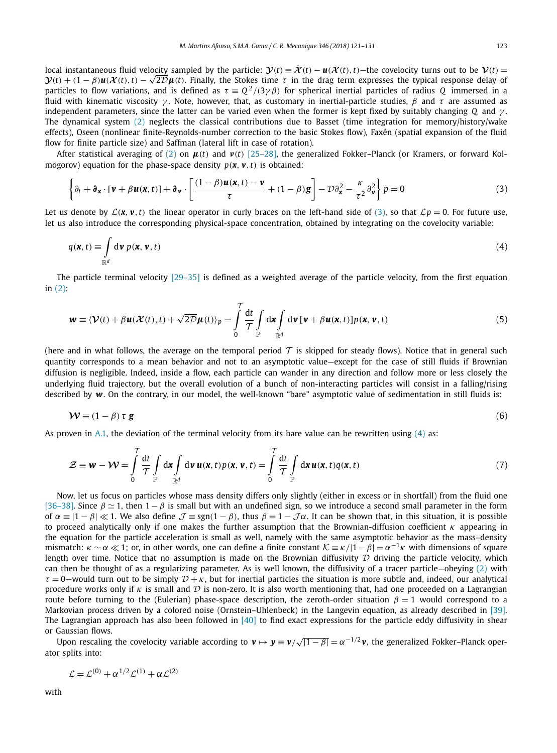local instantaneous fluid velocity sampled by the particle: $\boldsymbol{\mathcal{Y}}(t) \equiv \dot{\boldsymbol{\mathcal{X}}}(t) - \boldsymbol{u}(\boldsymbol{\mathcal{X}}(t), t)$—the covelocity turns out to be $\boldsymbol{\mathcal{V}}(t) = \boldsymbol{\mathcal{Y}}(t) + (1-\beta)\boldsymbol{u}(\boldsymbol{\mathcal{X}}(t), t) - \sqrt{2\mathcal{D}}\boldsymbol{\mu}(t)$. Finally, the Stokes time $\tau$ in the drag term expresses the typical response delay of particles to flow variations, and is defined as $\tau \equiv Q^2/(3\gamma\beta)$ for spherical inertial particles of radius $Q$ immersed in a fluid with kinematic viscosity $\gamma$. Note, however, that, as customary in inertial-particle studies, $\beta$ and $\tau$ are assumed as independent parameters, since the latter can be varied even when the former is kept fixed by suitably changing $Q$ and $\gamma$. The dynamical system (2) neglects the classical contributions due to Basset (time integration for memory/history/wake effects), Oseen (nonlinear finite-Reynolds-number correction to the basic Stokes flow), Faxén (spatial expansion of the fluid flow for finite particle size) and Saffman (lateral lift in case of rotation).

After statistical averaging of (2) on $\boldsymbol{\mu}(t)$ and $\boldsymbol{\nu}(t)$ [25–28], the generalized Fokker–Planck (or Kramers, or forward Kolmogorov) equation for the phase-space density $p(\boldsymbol{x}, \boldsymbol{v}, t)$ is obtained:

$$\left\{ \partial_t + \boldsymbol{\partial}_{\boldsymbol{x}} \cdot [\boldsymbol{v} + \beta \boldsymbol{u}(\boldsymbol{x}, t)] + \boldsymbol{\partial}_{\boldsymbol{v}} \cdot \left[ \frac{(1-\beta)\boldsymbol{u}(\boldsymbol{x}, t) - \boldsymbol{v}}{\tau} + (1-\beta)\boldsymbol{g} \right] - \mathcal{D}\partial_{\boldsymbol{x}}^2 - \frac{\kappa}{\tau^2}\partial_{\boldsymbol{v}}^2 \right\} p = 0 \tag{3}$$

Let us denote by $\mathcal{L}(\boldsymbol{x}, \boldsymbol{v}, t)$ the linear operator in curly braces on the left-hand side of (3), so that $\mathcal{L}p = 0$. For future use, let us also introduce the corresponding physical-space concentration, obtained by integrating on the covelocity variable:

$$q(\boldsymbol{x}, t) \equiv \int_{\mathbb{R}^d} \mathrm{d}\boldsymbol{v}\, p(\boldsymbol{x}, \boldsymbol{v}, t) \tag{4}$$

The particle terminal velocity [29–35] is defined as a weighted average of the particle velocity, from the first equation in (2):

$$\boldsymbol{w} \equiv \langle \boldsymbol{\mathcal{V}}(t) + \beta \boldsymbol{u}(\boldsymbol{\mathcal{X}}(t), t) + \sqrt{2\mathcal{D}}\boldsymbol{\mu}(t) \rangle_p = \int_0^{\mathcal{T}} \frac{\mathrm{d}t}{\mathcal{T}} \int_{\mathbb{P}} \mathrm{d}\boldsymbol{x} \int_{\mathbb{R}^d} \mathrm{d}\boldsymbol{v}\, [\boldsymbol{v} + \beta \boldsymbol{u}(\boldsymbol{x}, t)] p(\boldsymbol{x}, \boldsymbol{v}, t) \tag{5}$$

(here and in what follows, the average on the temporal period $\mathcal{T}$ is skipped for steady flows). Notice that in general such quantity corresponds to a mean behavior and not to an asymptotic value—except for the case of still fluids if Brownian diffusion is negligible. Indeed, inside a flow, each particle can wander in any direction and follow more or less closely the underlying fluid trajectory, but the overall evolution of a bunch of non-interacting particles will consist in a falling/rising described by $\boldsymbol{w}$. On the contrary, in our model, the well-known "bare" asymptotic value of sedimentation in still fluids is:

$$\boldsymbol{\mathcal{W}} \equiv (1-\beta)\, \tau\, \boldsymbol{g} \tag{6}$$

As proven in A.1, the deviation of the terminal velocity from its bare value can be rewritten using (4) as:

$$\boldsymbol{\mathcal{Z}} \equiv \boldsymbol{w} - \boldsymbol{\mathcal{W}} = \int_0^{\mathcal{T}} \frac{\mathrm{d}t}{\mathcal{T}} \int_{\mathbb{P}} \mathrm{d}\boldsymbol{x} \int_{\mathbb{R}^d} \mathrm{d}\boldsymbol{v}\, \boldsymbol{u}(\boldsymbol{x}, t) p(\boldsymbol{x}, \boldsymbol{v}, t) = \int_0^{\mathcal{T}} \frac{\mathrm{d}t}{\mathcal{T}} \int_{\mathbb{P}} \mathrm{d}\boldsymbol{x}\, \boldsymbol{u}(\boldsymbol{x}, t) q(\boldsymbol{x}, t) \tag{7}$$

Now, let us focus on particles whose mass density differs only slightly (either in excess or in shortfall) from the fluid one [36–38]. Since $\beta \simeq 1$, then $1-\beta$ is small but with an undefined sign, so we introduce a second small parameter in the form of $\alpha \equiv |1-\beta| \ll 1$. We also define $\mathcal{J} \equiv \operatorname{sgn}(1-\beta)$, thus $\beta = 1 - \mathcal{J}\alpha$. It can be shown that, in this situation, it is possible to proceed analytically only if one makes the further assumption that the Brownian-diffusion coefficient $\kappa$ appearing in the equation for the particle acceleration is small as well, namely with the same asymptotic behavior as the mass–density mismatch: $\kappa \sim \alpha \ll 1$; or, in other words, one can define a finite constant $\mathcal{K} \equiv \kappa/|1-\beta| = \alpha^{-1}\kappa$ with dimensions of square length over time. Notice that no assumption is made on the Brownian diffusivity $\mathcal{D}$ driving the particle velocity, which can then be thought of as a regularizing parameter. As is well known, the diffusivity of a tracer particle—obeying (2) with $\tau = 0$—would turn out to be simply $\mathcal{D} + \kappa$, but for inertial particles the situation is more subtle and, indeed, our analytical procedure works only if $\kappa$ is small and $\mathcal{D}$ is non-zero. It is also worth mentioning that, had one proceeded on a Lagrangian route before turning to the (Eulerian) phase-space description, the zeroth-order situation $\beta = 1$ would correspond to a Markovian process driven by a colored noise (Ornstein–Uhlenbeck) in the Langevin equation, as already described in [39]. The Lagrangian approach has also been followed in [40] to find exact expressions for the particle eddy diffusivity in shear or Gaussian flows.

Upon rescaling the covelocity variable according to $\boldsymbol{v} \mapsto \boldsymbol{y} \equiv \boldsymbol{v}/\sqrt{|1-\beta|} = \alpha^{-1/2}\boldsymbol{v}$, the generalized Fokker–Planck operator splits into:

$$\mathcal{L} = \mathcal{L}^{(0)} + \alpha^{1/2}\mathcal{L}^{(1)} + \alpha\mathcal{L}^{(2)}$$

with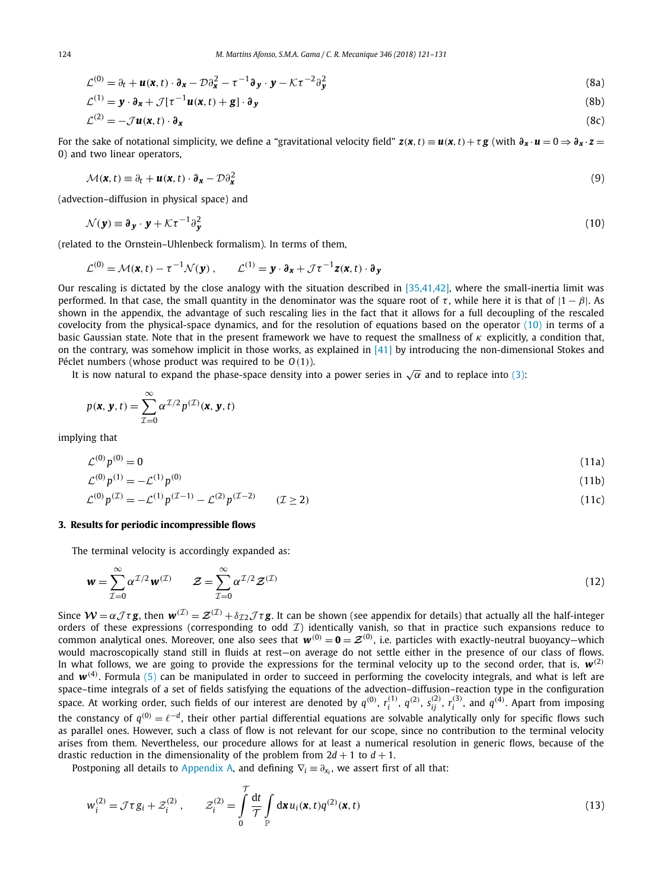$$\mathcal{L}^{(0)} = \partial_t + \boldsymbol{u}(\boldsymbol{x},t)\cdot\boldsymbol{\partial_x} - \mathcal{D}\partial_{\boldsymbol{x}}^2 - \tau^{-1}\boldsymbol{\partial_y}\cdot\boldsymbol{y} - \mathcal{K}\tau^{-2}\partial_{\boldsymbol{y}}^2 \tag{8a}$$

$$\mathcal{L}^{(1)} = \boldsymbol{y}\cdot\boldsymbol{\partial_x} + \mathcal{J}[\tau^{-1}\boldsymbol{u}(\boldsymbol{x},t) + \boldsymbol{g}]\cdot\boldsymbol{\partial_y} \tag{8b}$$

$$\mathcal{L}^{(2)} = -\mathcal{J}\boldsymbol{u}(\boldsymbol{x},t)\cdot\boldsymbol{\partial_x} \tag{8c}$$

For the sake of notational simplicity, we define a "gravitational velocity field" $\boldsymbol{z}(\boldsymbol{x},t) \equiv \boldsymbol{u}(\boldsymbol{x},t) + \tau\boldsymbol{g}$ (with $\boldsymbol{\partial_x}\cdot\boldsymbol{u} = 0 \Rightarrow \boldsymbol{\partial_x}\cdot\boldsymbol{z} = 0$) and two linear operators,

$$\mathcal{M}(\boldsymbol{x},t) \equiv \partial_t + \boldsymbol{u}(\boldsymbol{x},t)\cdot\boldsymbol{\partial_x} - \mathcal{D}\partial_{\boldsymbol{x}}^2 \tag{9}$$

(advection–diffusion in physical space) and

$$\mathcal{N}(\boldsymbol{y}) \equiv \boldsymbol{\partial_y}\cdot\boldsymbol{y} + \mathcal{K}\tau^{-1}\partial_{\boldsymbol{y}}^2 \tag{10}$$

(related to the Ornstein–Uhlenbeck formalism). In terms of them,

$$\mathcal{L}^{(0)} = \mathcal{M}(\boldsymbol{x},t) - \tau^{-1}\mathcal{N}(\boldsymbol{y})\,, \qquad \mathcal{L}^{(1)} = \boldsymbol{y}\cdot\boldsymbol{\partial_x} + \mathcal{J}\tau^{-1}\boldsymbol{z}(\boldsymbol{x},t)\cdot\boldsymbol{\partial_y}$$

Our rescaling is dictated by the close analogy with the situation described in [35,41,42], where the small-inertia limit was performed. In that case, the small quantity in the denominator was the square root of $\tau$, while here it is that of $|1-\beta|$. As shown in the appendix, the advantage of such rescaling lies in the fact that it allows for a full decoupling of the rescaled covelocity from the physical-space dynamics, and for the resolution of equations based on the operator (10) in terms of a basic Gaussian state. Note that in the present framework we have to request the smallness of $\kappa$ explicitly, a condition that, on the contrary, was somehow implicit in those works, as explained in [41] by introducing the non-dimensional Stokes and Péclet numbers (whose product was required to be $O(1)$).

It is now natural to expand the phase-space density into a power series in $\sqrt{\alpha}$ and to replace into (3):

$$p(\boldsymbol{x},\boldsymbol{y},t) = \sum_{\mathcal{I}=0}^{\infty} \alpha^{\mathcal{I}/2} p^{(\mathcal{I})}(\boldsymbol{x},\boldsymbol{y},t)$$

implying that

$$\mathcal{L}^{(0)}p^{(0)} = 0 \tag{11a}$$

$$\mathcal{L}^{(0)}p^{(1)} = -\mathcal{L}^{(1)}p^{(0)} \tag{11b}$$

$$\mathcal{L}^{(0)}p^{(\mathcal{I})} = -\mathcal{L}^{(1)}p^{(\mathcal{I}-1)} - \mathcal{L}^{(2)}p^{(\mathcal{I}-2)} \qquad (\mathcal{I}\geq 2) \tag{11c}$$

## 3. Results for periodic incompressible flows

The terminal velocity is accordingly expanded as:

$$\boldsymbol{w} = \sum_{\mathcal{I}=0}^{\infty} \alpha^{\mathcal{I}/2}\boldsymbol{w}^{(\mathcal{I})} \qquad \boldsymbol{\mathcal{Z}} = \sum_{\mathcal{I}=0}^{\infty} \alpha^{\mathcal{I}/2}\boldsymbol{\mathcal{Z}}^{(\mathcal{I})} \tag{12}$$

Since $\boldsymbol{\mathcal{W}} = \alpha\mathcal{J}\tau\boldsymbol{g}$, then $\boldsymbol{w}^{(\mathcal{I})} = \boldsymbol{\mathcal{Z}}^{(\mathcal{I})} + \delta_{\mathcal{I}2}\mathcal{J}\tau\boldsymbol{g}$. It can be shown (see appendix for details) that actually all the half-integer orders of these expressions (corresponding to odd $\mathcal{I}$) identically vanish, so that in practice such expansions reduce to common analytical ones. Moreover, one also sees that $\boldsymbol{w}^{(0)} = \boldsymbol{0} = \boldsymbol{\mathcal{Z}}^{(0)}$, i.e. particles with exactly-neutral buoyancy—which would macroscopically stand still in fluids at rest—on average do not settle either in the presence of our class of flows. In what follows, we are going to provide the expressions for the terminal velocity up to the second order, that is, $\boldsymbol{w}^{(2)}$ and $\boldsymbol{w}^{(4)}$. Formula (5) can be manipulated in order to succeed in performing the covelocity integrals, and what is left are space–time integrals of a set of fields satisfying the equations of the advection–diffusion–reaction type in the configuration space. At working order, such fields of our interest are denoted by $q^{(0)}$, $r_i^{(1)}$, $q^{(2)}$, $s_{ij}^{(2)}$, $r_i^{(3)}$, and $q^{(4)}$. Apart from imposing the constancy of $q^{(0)} = \ell^{-d}$, their other partial differential equations are solvable analytically only for specific flows such as parallel ones. However, such a class of flow is not relevant for our scope, since no contribution to the terminal velocity arises from them. Nevertheless, our procedure allows for at least a numerical resolution in generic flows, because of the drastic reduction in the dimensionality of the problem from $2d+1$ to $d+1$.

Postponing all details to Appendix A, and defining $\nabla_i \equiv \partial_{x_i}$, we assert first of all that:

$$w_i^{(2)} = \mathcal{J}\tau g_i + \mathcal{Z}_i^{(2)}\,, \qquad \mathcal{Z}_i^{(2)} = \int_0^{\mathcal{T}} \frac{\mathrm{d}t}{\mathcal{T}} \int_{\mathbb{P}} \mathrm{d}\boldsymbol{x}\, u_i(\boldsymbol{x},t) q^{(2)}(\boldsymbol{x},t) \tag{13}$$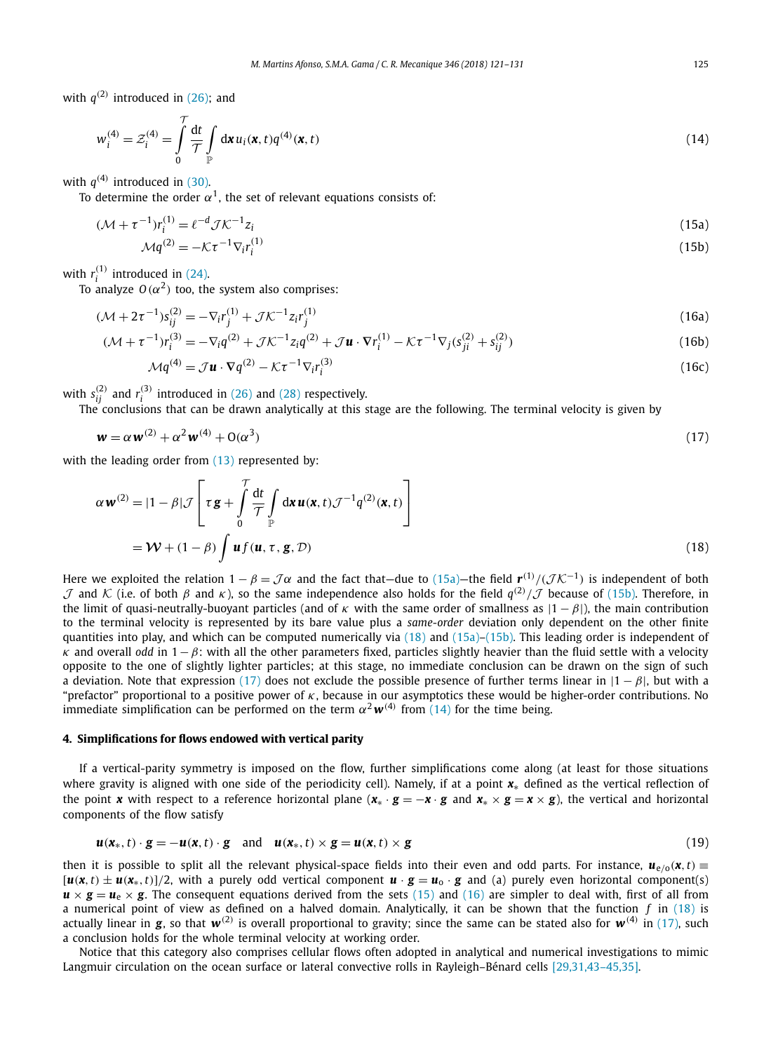with $q^{(2)}$ introduced in (26); and

$$w_i^{(4)} = \mathcal{Z}_i^{(4)} = \int_0^{\mathcal{T}} \frac{\mathrm{d}t}{\mathcal{T}} \int_{\mathbb{P}} \mathrm{d}\boldsymbol{x}\, u_i(\boldsymbol{x},t) q^{(4)}(\boldsymbol{x},t) \tag{14}$$

with $q^{(4)}$ introduced in (30).

To determine the order $\alpha^1$, the set of relevant equations consists of:

$$(\mathcal{M} + \tau^{-1}) r_i^{(1)} = \ell^{-d} \mathcal{J}\mathcal{K}^{-1} z_i \tag{15a}$$

$$\mathcal{M} q^{(2)} = -\mathcal{K}\tau^{-1} \nabla_i r_i^{(1)} \tag{15b}$$

with $r_i^{(1)}$ introduced in (24).

To analyze $O(\alpha^2)$ too, the system also comprises:

$$(\mathcal{M} + 2\tau^{-1}) s_{ij}^{(2)} = -\nabla_i r_j^{(1)} + \mathcal{J}\mathcal{K}^{-1} z_i r_j^{(1)} \tag{16a}$$

$$(\mathcal{M} + \tau^{-1}) r_i^{(3)} = -\nabla_i q^{(2)} + \mathcal{J}\mathcal{K}^{-1} z_i q^{(2)} + \mathcal{J}\boldsymbol{u}\cdot\nabla r_i^{(1)} - \mathcal{K}\tau^{-1}\nabla_j (s_{ji}^{(2)} + s_{ij}^{(2)}) \tag{16b}$$

$$\mathcal{M} q^{(4)} = \mathcal{J}\boldsymbol{u}\cdot\nabla q^{(2)} - \mathcal{K}\tau^{-1}\nabla_i r_i^{(3)} \tag{16c}$$

with $s_{ij}^{(2)}$ and $r_i^{(3)}$ introduced in (26) and (28) respectively.

The conclusions that can be drawn analytically at this stage are the following. The terminal velocity is given by

$$\boldsymbol{w} = \alpha \boldsymbol{w}^{(2)} + \alpha^2 \boldsymbol{w}^{(4)} + O(\alpha^3) \tag{17}$$

with the leading order from (13) represented by:

$$\begin{aligned}
\alpha \boldsymbol{w}^{(2)} &= |1-\beta|\mathcal{J}\left[\tau \boldsymbol{g} + \int_0^{\mathcal{T}} \frac{\mathrm{d}t}{\mathcal{T}} \int_{\mathbb{P}} \mathrm{d}\boldsymbol{x}\, \boldsymbol{u}(\boldsymbol{x},t)\mathcal{J}^{-1} q^{(2)}(\boldsymbol{x},t)\right] \\
&= \mathcal{W} + (1-\beta)\int \boldsymbol{u}\, f(\boldsymbol{u},\tau,\boldsymbol{g},\mathcal{D})
\end{aligned} \tag{18}$$

Here we exploited the relation $1-\beta = \mathcal{J}\alpha$ and the fact that—due to (15a)—the field $\boldsymbol{r}^{(1)}/(\mathcal{J}\mathcal{K}^{-1})$ is independent of both $\mathcal{J}$ and $\mathcal{K}$ (i.e. of both $\beta$ and $\kappa$), so the same independence also holds for the field $q^{(2)}/\mathcal{J}$ because of (15b). Therefore, in the limit of quasi-neutrally-buoyant particles (and of $\kappa$ with the same order of smallness as $|1-\beta|$), the main contribution to the terminal velocity is represented by its bare value plus a *same-order* deviation only dependent on the other finite quantities into play, and which can be computed numerically via (18) and (15a)–(15b). This leading order is independent of $\kappa$ and overall *odd* in $1-\beta$: with all the other parameters fixed, particles slightly heavier than the fluid settle with a velocity opposite to the one of slightly lighter particles; at this stage, no immediate conclusion can be drawn on the sign of such a deviation. Note that expression (17) does not exclude the possible presence of further terms linear in $|1-\beta|$, but with a "prefactor" proportional to a positive power of $\kappa$, because in our asymptotics these would be higher-order contributions. No immediate simplification can be performed on the term $\alpha^2 \boldsymbol{w}^{(4)}$ from (14) for the time being.

## 4. Simplifications for flows endowed with vertical parity

If a vertical-parity symmetry is imposed on the flow, further simplifications come along (at least for those situations where gravity is aligned with one side of the periodicity cell). Namely, if at a point $\boldsymbol{x}_*$ defined as the vertical reflection of the point $\boldsymbol{x}$ with respect to a reference horizontal plane ($\boldsymbol{x}_* \cdot \boldsymbol{g} = -\boldsymbol{x}\cdot\boldsymbol{g}$ and $\boldsymbol{x}_* \times \boldsymbol{g} = \boldsymbol{x}\times\boldsymbol{g}$), the vertical and horizontal components of the flow satisfy

$$\boldsymbol{u}(\boldsymbol{x}_*,t)\cdot\boldsymbol{g} = -\boldsymbol{u}(\boldsymbol{x},t)\cdot\boldsymbol{g} \quad \text{and} \quad \boldsymbol{u}(\boldsymbol{x}_*,t)\times\boldsymbol{g} = \boldsymbol{u}(\boldsymbol{x},t)\times\boldsymbol{g} \tag{19}$$

then it is possible to split all the relevant physical-space fields into their even and odd parts. For instance, $\boldsymbol{u}_{\mathrm{e/o}}(\boldsymbol{x},t) \equiv [\boldsymbol{u}(\boldsymbol{x},t) \pm \boldsymbol{u}(\boldsymbol{x}_*,t)]/2$, with a purely odd vertical component $\boldsymbol{u}\cdot\boldsymbol{g} = \boldsymbol{u}_{\mathrm{o}}\cdot\boldsymbol{g}$ and (a) purely even horizontal component(s) $\boldsymbol{u}\times\boldsymbol{g} = \boldsymbol{u}_{\mathrm{e}}\times\boldsymbol{g}$. The consequent equations derived from the sets (15) and (16) are simpler to deal with, first of all from a numerical point of view as defined on a halved domain. Analytically, it can be shown that the function $f$ in (18) is actually linear in $\boldsymbol{g}$, so that $\boldsymbol{w}^{(2)}$ is overall proportional to gravity; since the same can be stated also for $\boldsymbol{w}^{(4)}$ in (17), such a conclusion holds for the whole terminal velocity at working order.

Notice that this category also comprises cellular flows often adopted in analytical and numerical investigations to mimic Langmuir circulation on the ocean surface or lateral convective rolls in Rayleigh–Bénard cells [29,31,43–45,35].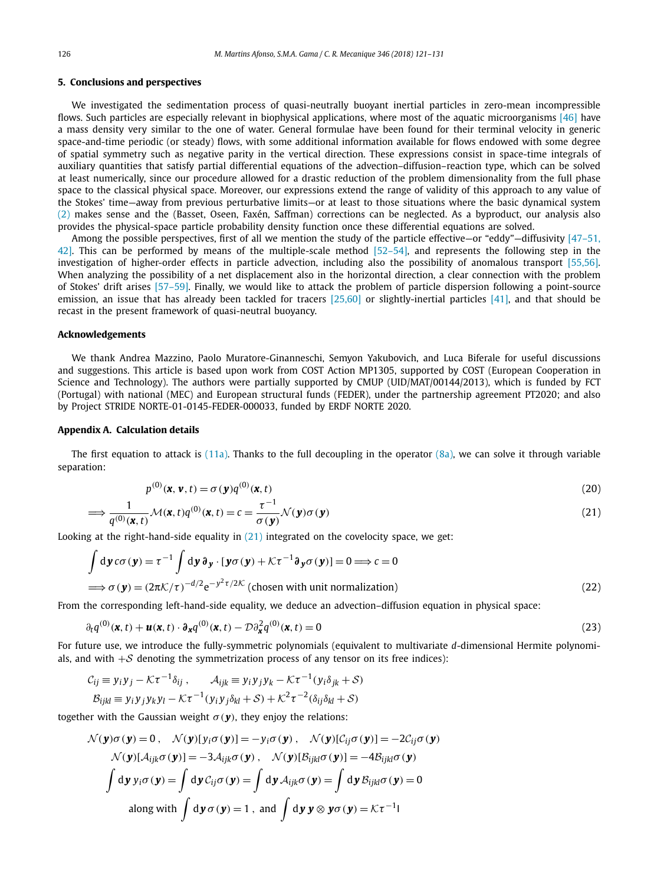## 5. Conclusions and perspectives

We investigated the sedimentation process of quasi-neutrally buoyant inertial particles in zero-mean incompressible flows. Such particles are especially relevant in biophysical applications, where most of the aquatic microorganisms [46] have a mass density very similar to the one of water. General formulae have been found for their terminal velocity in generic space-and-time periodic (or steady) flows, with some additional information available for flows endowed with some degree of spatial symmetry such as negative parity in the vertical direction. These expressions consist in space-time integrals of auxiliary quantities that satisfy partial differential equations of the advection–diffusion–reaction type, which can be solved at least numerically, since our procedure allowed for a drastic reduction of the problem dimensionality from the full phase space to the classical physical space. Moreover, our expressions extend the range of validity of this approach to any value of the Stokes' time—away from previous perturbative limits—or at least to those situations where the basic dynamical system (2) makes sense and the (Basset, Oseen, Faxén, Saffman) corrections can be neglected. As a byproduct, our analysis also provides the physical-space particle probability density function once these differential equations are solved.

Among the possible perspectives, first of all we mention the study of the particle effective—or "eddy"—diffusivity [47–51, 42]. This can be performed by means of the multiple-scale method [52–54], and represents the following step in the investigation of higher-order effects in particle advection, including also the possibility of anomalous transport [55,56]. When analyzing the possibility of a net displacement also in the horizontal direction, a clear connection with the problem of Stokes' drift arises [57–59]. Finally, we would like to attack the problem of particle dispersion following a point-source emission, an issue that has already been tackled for tracers [25,60] or slightly-inertial particles [41], and that should be recast in the present framework of quasi-neutral buoyancy.

### Acknowledgements

We thank Andrea Mazzino, Paolo Muratore-Ginanneschi, Semyon Yakubovich, and Luca Biferale for useful discussions and suggestions. This article is based upon work from COST Action MP1305, supported by COST (European Cooperation in Science and Technology). The authors were partially supported by CMUP (UID/MAT/00144/2013), which is funded by FCT (Portugal) with national (MEC) and European structural funds (FEDER), under the partnership agreement PT2020; and also by Project STRIDE NORTE-01-0145-FEDER-000033, funded by ERDF NORTE 2020.

## Appendix A. Calculation details

The first equation to attack is (11a). Thanks to the full decoupling in the operator (8a), we can solve it through variable separation:

$$p^{(0)}(\boldsymbol{x},\boldsymbol{v},t) = \sigma(\boldsymbol{y})q^{(0)}(\boldsymbol{x},t) \tag{20}$$

$$\Longrightarrow \frac{1}{q^{(0)}(\boldsymbol{x},t)}\mathcal{M}(\boldsymbol{x},t)q^{(0)}(\boldsymbol{x},t) = c = \frac{\tau^{-1}}{\sigma(\boldsymbol{y})}\mathcal{N}(\boldsymbol{y})\sigma(\boldsymbol{y}) \tag{21}$$

Looking at the right-hand-side equality in (21) integrated on the covelocity space, we get:

$$\int \mathrm{d}\boldsymbol{y}\, c\sigma(\boldsymbol{y}) = \tau^{-1}\int \mathrm{d}\boldsymbol{y}\, \boldsymbol{\partial}_{\boldsymbol{y}}\cdot[\boldsymbol{y}\sigma(\boldsymbol{y}) + \mathcal{K}\tau^{-1}\boldsymbol{\partial}_{\boldsymbol{y}}\sigma(\boldsymbol{y})] = 0 \Longrightarrow c = 0$$

$$\Longrightarrow \sigma(\boldsymbol{y}) = (2\pi\mathcal{K}/\tau)^{-d/2}\mathrm{e}^{-y^2\tau/2\mathcal{K}} \text{ (chosen with unit normalization)} \tag{22}$$

From the corresponding left-hand-side equality, we deduce an advection–diffusion equation in physical space:

$$\partial_t q^{(0)}(\boldsymbol{x},t) + \boldsymbol{u}(\boldsymbol{x},t)\cdot\boldsymbol{\partial}_{\boldsymbol{x}}q^{(0)}(\boldsymbol{x},t) - \mathcal{D}\partial_{\boldsymbol{x}}^2 q^{(0)}(\boldsymbol{x},t) = 0 \tag{23}$$

For future use, we introduce the fully-symmetric polynomials (equivalent to multivariate $d$-dimensional Hermite polynomials, and with $+\mathcal{S}$ denoting the symmetrization process of any tensor on its free indices):

$$\mathcal{C}_{ij} \equiv y_i y_j - \mathcal{K}\tau^{-1}\delta_{ij}\,, \qquad \mathcal{A}_{ijk} \equiv y_i y_j y_k - \mathcal{K}\tau^{-1}(y_i\delta_{jk} + \mathcal{S})$$

$$\mathcal{B}_{ijkl} \equiv y_i y_j y_k y_l - \mathcal{K}\tau^{-1}(y_i y_j \delta_{kl} + \mathcal{S}) + \mathcal{K}^2\tau^{-2}(\delta_{ij}\delta_{kl} + \mathcal{S})$$

together with the Gaussian weight $\sigma(\boldsymbol{y})$, they enjoy the relations:

$$\mathcal{N}(\boldsymbol{y})\sigma(\boldsymbol{y}) = 0\,, \quad \mathcal{N}(\boldsymbol{y})[y_i\sigma(\boldsymbol{y})] = -y_i\sigma(\boldsymbol{y})\,, \quad \mathcal{N}(\boldsymbol{y})[\mathcal{C}_{ij}\sigma(\boldsymbol{y})] = -2\mathcal{C}_{ij}\sigma(\boldsymbol{y})$$

$$\mathcal{N}(\boldsymbol{y})[\mathcal{A}_{ijk}\sigma(\boldsymbol{y})] = -3\mathcal{A}_{ijk}\sigma(\boldsymbol{y})\,, \quad \mathcal{N}(\boldsymbol{y})[\mathcal{B}_{ijkl}\sigma(\boldsymbol{y})] = -4\mathcal{B}_{ijkl}\sigma(\boldsymbol{y})$$

$$\int \mathrm{d}\boldsymbol{y}\, y_i\sigma(\boldsymbol{y}) = \int \mathrm{d}\boldsymbol{y}\, \mathcal{C}_{ij}\sigma(\boldsymbol{y}) = \int \mathrm{d}\boldsymbol{y}\, \mathcal{A}_{ijk}\sigma(\boldsymbol{y}) = \int \mathrm{d}\boldsymbol{y}\, \mathcal{B}_{ijkl}\sigma(\boldsymbol{y}) = 0$$

$$\text{along with } \int \mathrm{d}\boldsymbol{y}\, \sigma(\boldsymbol{y}) = 1\,, \text{ and } \int \mathrm{d}\boldsymbol{y}\, \boldsymbol{y}\otimes\boldsymbol{y}\sigma(\boldsymbol{y}) = \mathcal{K}\tau^{-1}\mathsf{I}$$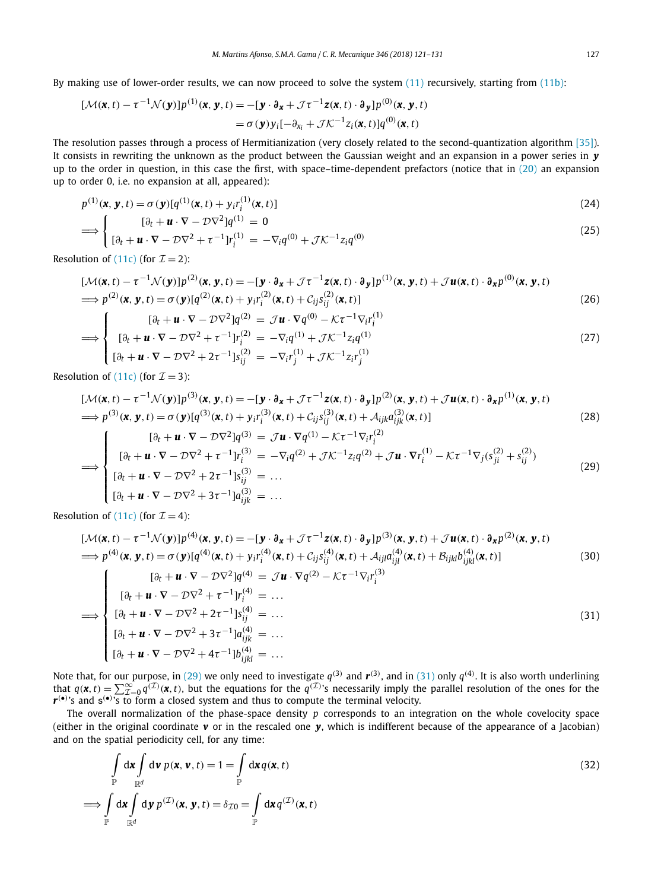By making use of lower-order results, we can now proceed to solve the system (11) recursively, starting from (11b):

$$
\begin{aligned}
[\mathcal{M}(\boldsymbol{x},t) - \tau^{-1}\mathcal{N}(\boldsymbol{y})]p^{(1)}(\boldsymbol{x},\boldsymbol{y},t) &= -[\boldsymbol{y}\cdot\boldsymbol{\partial_x} + \mathcal{J}\tau^{-1}\boldsymbol{z}(\boldsymbol{x},t)\cdot\boldsymbol{\partial_y}]p^{(0)}(\boldsymbol{x},\boldsymbol{y},t) \\
&= \sigma(\boldsymbol{y})y_i[-\partial_{x_i} + \mathcal{J}\mathcal{K}^{-1}z_i(\boldsymbol{x},t)]q^{(0)}(\boldsymbol{x},t)
\end{aligned}
$$

The resolution passes through a process of Hermitianization (very closely related to the second-quantization algorithm [35]). It consists in rewriting the unknown as the product between the Gaussian weight and an expansion in a power series in $\boldsymbol{y}$ up to the order in question, in this case the first, with space–time-dependent prefactors (notice that in (20) an expansion up to order 0, i.e. no expansion at all, appeared):

$$
p^{(1)}(\boldsymbol{x},\boldsymbol{y},t) = \sigma(\boldsymbol{y})[q^{(1)}(\boldsymbol{x},t) + y_i r_i^{(1)}(\boldsymbol{x},t)] \tag{24}
$$

$$
\Longrightarrow \begin{cases} [\partial_t + \boldsymbol{u}\cdot\nabla - \mathcal{D}\nabla^2]q^{(1)} = 0 \\ [\partial_t + \boldsymbol{u}\cdot\nabla - \mathcal{D}\nabla^2 + \tau^{-1}]r_i^{(1)} = -\nabla_i q^{(0)} + \mathcal{J}\mathcal{K}^{-1}z_i q^{(0)} \end{cases} \tag{25}
$$

Resolution of (11c) (for $\mathcal{I}=2$):

$$
\begin{aligned}
&[\mathcal{M}(\boldsymbol{x},t) - \tau^{-1}\mathcal{N}(\boldsymbol{y})]p^{(2)}(\boldsymbol{x},\boldsymbol{y},t) = -[\boldsymbol{y}\cdot\boldsymbol{\partial_x} + \mathcal{J}\tau^{-1}\boldsymbol{z}(\boldsymbol{x},t)\cdot\boldsymbol{\partial_y}]p^{(1)}(\boldsymbol{x},\boldsymbol{y},t) + \mathcal{J}\boldsymbol{u}(\boldsymbol{x},t)\cdot\boldsymbol{\partial_x}p^{(0)}(\boldsymbol{x},\boldsymbol{y},t) \\
&\Longrightarrow p^{(2)}(\boldsymbol{x},\boldsymbol{y},t) = \sigma(\boldsymbol{y})[q^{(2)}(\boldsymbol{x},t) + y_i r_i^{(2)}(\boldsymbol{x},t) + \mathcal{C}_{ij}s_{ij}^{(2)}(\boldsymbol{x},t)]
\end{aligned} \tag{26}
$$

$$
\Longrightarrow \begin{cases} [\partial_t + \boldsymbol{u}\cdot\nabla - \mathcal{D}\nabla^2]q^{(2)} = \mathcal{J}\boldsymbol{u}\cdot\nabla q^{(0)} - \mathcal{K}\tau^{-1}\nabla_i r_i^{(1)} \\ [\partial_t + \boldsymbol{u}\cdot\nabla - \mathcal{D}\nabla^2 + \tau^{-1}]r_i^{(2)} = -\nabla_i q^{(1)} + \mathcal{J}\mathcal{K}^{-1}z_i q^{(1)} \\ [\partial_t + \boldsymbol{u}\cdot\nabla - \mathcal{D}\nabla^2 + 2\tau^{-1}]s_{ij}^{(2)} = -\nabla_i r_j^{(1)} + \mathcal{J}\mathcal{K}^{-1}z_i r_j^{(1)} \end{cases} \tag{27}
$$

Resolution of (11c) (for $\mathcal{I}=3$):

$$
\begin{aligned}
&[\mathcal{M}(\boldsymbol{x},t) - \tau^{-1}\mathcal{N}(\boldsymbol{y})]p^{(3)}(\boldsymbol{x},\boldsymbol{y},t) = -[\boldsymbol{y}\cdot\boldsymbol{\partial_x} + \mathcal{J}\tau^{-1}\boldsymbol{z}(\boldsymbol{x},t)\cdot\boldsymbol{\partial_y}]p^{(2)}(\boldsymbol{x},\boldsymbol{y},t) + \mathcal{J}\boldsymbol{u}(\boldsymbol{x},t)\cdot\boldsymbol{\partial_x}p^{(1)}(\boldsymbol{x},\boldsymbol{y},t) \\
&\Longrightarrow p^{(3)}(\boldsymbol{x},\boldsymbol{y},t) = \sigma(\boldsymbol{y})[q^{(3)}(\boldsymbol{x},t) + y_i r_i^{(3)}(\boldsymbol{x},t) + \mathcal{C}_{ij}s_{ij}^{(3)}(\boldsymbol{x},t) + \mathcal{A}_{ijk}a_{ijk}^{(3)}(\boldsymbol{x},t)]
\end{aligned} \tag{28}
$$

$$
\Longrightarrow \begin{cases} [\partial_t + \boldsymbol{u}\cdot\nabla - \mathcal{D}\nabla^2]q^{(3)} = \mathcal{J}\boldsymbol{u}\cdot\nabla q^{(1)} - \mathcal{K}\tau^{-1}\nabla_i r_i^{(2)} \\ [\partial_t + \boldsymbol{u}\cdot\nabla - \mathcal{D}\nabla^2 + \tau^{-1}]r_i^{(3)} = -\nabla_i q^{(2)} + \mathcal{J}\mathcal{K}^{-1}z_i q^{(2)} + \mathcal{J}\boldsymbol{u}\cdot\nabla r_i^{(1)} - \mathcal{K}\tau^{-1}\nabla_j(s_{ji}^{(2)} + s_{ij}^{(2)}) \\ [\partial_t + \boldsymbol{u}\cdot\nabla - \mathcal{D}\nabla^2 + 2\tau^{-1}]s_{ij}^{(3)} = \ldots \\ [\partial_t + \boldsymbol{u}\cdot\nabla - \mathcal{D}\nabla^2 + 3\tau^{-1}]a_{ijk}^{(3)} = \ldots \end{cases} \tag{29}
$$

Resolution of (11c) (for $\mathcal{I}=4$):

$$
\begin{aligned}
&[\mathcal{M}(\boldsymbol{x},t) - \tau^{-1}\mathcal{N}(\boldsymbol{y})]p^{(4)}(\boldsymbol{x},\boldsymbol{y},t) = -[\boldsymbol{y}\cdot\boldsymbol{\partial_x} + \mathcal{J}\tau^{-1}\boldsymbol{z}(\boldsymbol{x},t)\cdot\boldsymbol{\partial_y}]p^{(3)}(\boldsymbol{x},\boldsymbol{y},t) + \mathcal{J}\boldsymbol{u}(\boldsymbol{x},t)\cdot\boldsymbol{\partial_x}p^{(2)}(\boldsymbol{x},\boldsymbol{y},t) \\
&\Longrightarrow p^{(4)}(\boldsymbol{x},\boldsymbol{y},t) = \sigma(\boldsymbol{y})[q^{(4)}(\boldsymbol{x},t) + y_i r_i^{(4)}(\boldsymbol{x},t) + \mathcal{C}_{ij}s_{ij}^{(4)}(\boldsymbol{x},t) + \mathcal{A}_{ijl}a_{ijl}^{(4)}(\boldsymbol{x},t) + \mathcal{B}_{ijkl}b_{ijkl}^{(4)}(\boldsymbol{x},t)]
\end{aligned} \tag{30}
$$

$$
\Longrightarrow \begin{cases} [\partial_t + \boldsymbol{u}\cdot\nabla - \mathcal{D}\nabla^2]q^{(4)} = \mathcal{J}\boldsymbol{u}\cdot\nabla q^{(2)} - \mathcal{K}\tau^{-1}\nabla_i r_i^{(3)} \\ [\partial_t + \boldsymbol{u}\cdot\nabla - \mathcal{D}\nabla^2 + \tau^{-1}]r_i^{(4)} = \ldots \\ [\partial_t + \boldsymbol{u}\cdot\nabla - \mathcal{D}\nabla^2 + 2\tau^{-1}]s_{ij}^{(4)} = \ldots \\ [\partial_t + \boldsymbol{u}\cdot\nabla - \mathcal{D}\nabla^2 + 3\tau^{-1}]a_{ijk}^{(4)} = \ldots \\ [\partial_t + \boldsymbol{u}\cdot\nabla - \mathcal{D}\nabla^2 + 4\tau^{-1}]b_{ijkl}^{(4)} = \ldots \end{cases} \tag{31}
$$

Note that, for our purpose, in (29) we only need to investigate $q^{(3)}$ and $\boldsymbol{r}^{(3)}$, and in (31) only $q^{(4)}$. It is also worth underlining that $q(\boldsymbol{x},t) = \sum_{\mathcal{I}=0}^{\infty} q^{(\mathcal{I})}(\boldsymbol{x},t)$, but the equations for the $q^{(\mathcal{I})}$'s necessarily imply the parallel resolution of the ones for the $\boldsymbol{r}^{(\bullet)}$'s and $\mathsf{s}^{(\bullet)}$'s to form a closed system and thus to compute the terminal velocity.

The overall normalization of the phase-space density $p$ corresponds to an integration on the whole covelocity space (either in the original coordinate $\boldsymbol{v}$ or in the rescaled one $\boldsymbol{y}$, which is indifferent because of the appearance of a Jacobian) and on the spatial periodicity cell, for any time:

$$
\begin{aligned}
&\int_{\mathbb{P}} \mathrm{d}\boldsymbol{x} \int_{\mathbb{R}^d} \mathrm{d}\boldsymbol{v}\, p(\boldsymbol{x},\boldsymbol{v},t) = 1 = \int_{\mathbb{P}} \mathrm{d}\boldsymbol{x}\, q(\boldsymbol{x},t) \\
&\Longrightarrow \int_{\mathbb{P}} \mathrm{d}\boldsymbol{x} \int_{\mathbb{R}^d} \mathrm{d}\boldsymbol{y}\, p^{(\mathcal{I})}(\boldsymbol{x},\boldsymbol{y},t) = \delta_{\mathcal{I}0} = \int_{\mathbb{P}} \mathrm{d}\boldsymbol{x}\, q^{(\mathcal{I})}(\boldsymbol{x},t)
\end{aligned} \tag{32}
$$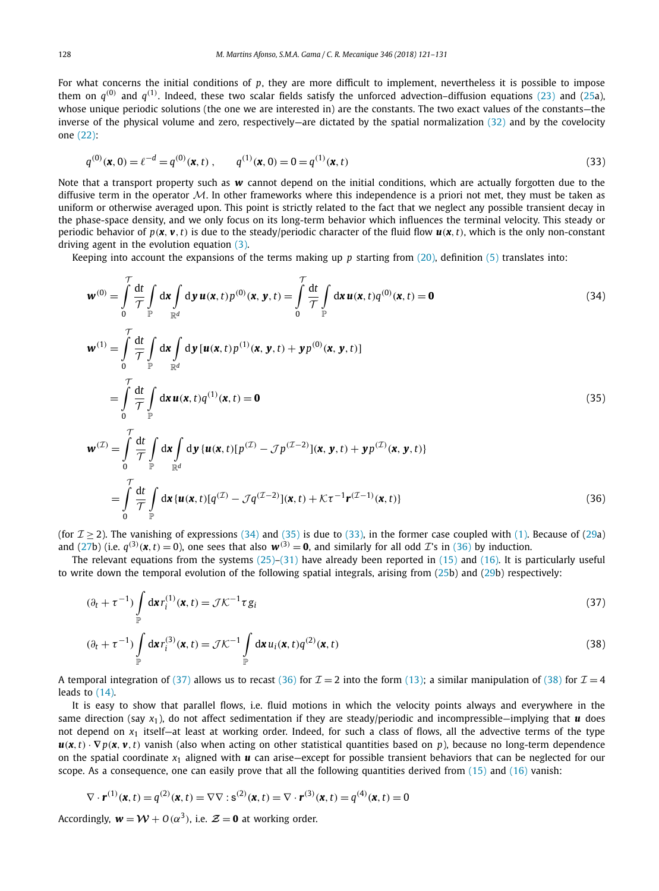For what concerns the initial conditions of $p$, they are more difficult to implement, nevertheless it is possible to impose them on $q^{(0)}$ and $q^{(1)}$. Indeed, these two scalar fields satisfy the unforced advection–diffusion equations (23) and (25a), whose unique periodic solutions (the one we are interested in) are the constants. The two exact values of the constants—the inverse of the physical volume and zero, respectively—are dictated by the spatial normalization (32) and by the covelocity one (22):

$$q^{(0)}(\boldsymbol{x},0) = \ell^{-d} = q^{(0)}(\boldsymbol{x},t)\,, \qquad q^{(1)}(\boldsymbol{x},0) = 0 = q^{(1)}(\boldsymbol{x},t) \tag{33}$$

Note that a transport property such as $\boldsymbol{w}$ cannot depend on the initial conditions, which are actually forgotten due to the diffusive term in the operator $\mathcal{M}$. In other frameworks where this independence is a priori not met, they must be taken as uniform or otherwise averaged upon. This point is strictly related to the fact that we neglect any possible transient decay in the phase-space density, and we only focus on its long-term behavior which influences the terminal velocity. This steady or periodic behavior of $p(\boldsymbol{x},\boldsymbol{v},t)$ is due to the steady/periodic character of the fluid flow $\boldsymbol{u}(\boldsymbol{x},t)$, which is the only non-constant driving agent in the evolution equation (3).

Keeping into account the expansions of the terms making up $p$ starting from (20), definition (5) translates into:

$$\boldsymbol{w}^{(0)} = \int_0^{\mathcal{T}} \frac{\mathrm{d}t}{\mathcal{T}} \int_{\mathbb{P}} \mathrm{d}\boldsymbol{x} \int_{\mathbb{R}^d} \mathrm{d}\boldsymbol{y}\, \boldsymbol{u}(\boldsymbol{x},t) p^{(0)}(\boldsymbol{x},\boldsymbol{y},t) = \int_0^{\mathcal{T}} \frac{\mathrm{d}t}{\mathcal{T}} \int_{\mathbb{P}} \mathrm{d}\boldsymbol{x}\, \boldsymbol{u}(\boldsymbol{x},t) q^{(0)}(\boldsymbol{x},t) = \boldsymbol{0} \tag{34}$$

$$\begin{aligned}
\boldsymbol{w}^{(1)} &= \int_0^{\mathcal{T}} \frac{\mathrm{d}t}{\mathcal{T}} \int_{\mathbb{P}} \mathrm{d}\boldsymbol{x} \int_{\mathbb{R}^d} \mathrm{d}\boldsymbol{y}\, [\boldsymbol{u}(\boldsymbol{x},t) p^{(1)}(\boldsymbol{x},\boldsymbol{y},t) + \boldsymbol{y} p^{(0)}(\boldsymbol{x},\boldsymbol{y},t)] \\
&= \int_0^{\mathcal{T}} \frac{\mathrm{d}t}{\mathcal{T}} \int_{\mathbb{P}} \mathrm{d}\boldsymbol{x}\, \boldsymbol{u}(\boldsymbol{x},t) q^{(1)}(\boldsymbol{x},t) = \boldsymbol{0}
\end{aligned} \tag{35}$$

$$\begin{aligned}
\boldsymbol{w}^{(\mathcal{I})} &= \int_0^{\mathcal{T}} \frac{\mathrm{d}t}{\mathcal{T}} \int_{\mathbb{P}} \mathrm{d}\boldsymbol{x} \int_{\mathbb{R}^d} \mathrm{d}\boldsymbol{y}\, \{\boldsymbol{u}(\boldsymbol{x},t)[p^{(\mathcal{I})} - \mathcal{J} p^{(\mathcal{I}-2)}](\boldsymbol{x},\boldsymbol{y},t) + \boldsymbol{y} p^{(\mathcal{I})}(\boldsymbol{x},\boldsymbol{y},t)\} \\
&= \int_0^{\mathcal{T}} \frac{\mathrm{d}t}{\mathcal{T}} \int_{\mathbb{P}} \mathrm{d}\boldsymbol{x}\, \{\boldsymbol{u}(\boldsymbol{x},t)[q^{(\mathcal{I})} - \mathcal{J} q^{(\mathcal{I}-2)}](\boldsymbol{x},t) + \mathcal{K}\tau^{-1} \boldsymbol{r}^{(\mathcal{I}-1)}(\boldsymbol{x},t)\}
\end{aligned} \tag{36}$$

(for $\mathcal{I} \geq 2$). The vanishing of expressions (34) and (35) is due to (33), in the former case coupled with (1). Because of (29a) and (27b) (i.e. $q^{(3)}(\boldsymbol{x},t) = 0$), one sees that also $\boldsymbol{w}^{(3)} = \boldsymbol{0}$, and similarly for all odd $\mathcal{I}$'s in (36) by induction.

The relevant equations from the systems (25)–(31) have already been reported in (15) and (16). It is particularly useful to write down the temporal evolution of the following spatial integrals, arising from (25b) and (29b) respectively:

$$(\partial_t + \tau^{-1}) \int_{\mathbb{P}} \mathrm{d}\boldsymbol{x}\, r_i^{(1)}(\boldsymbol{x},t) = \mathcal{J}\mathcal{K}^{-1} \tau g_i \tag{37}$$

$$(\partial_t + \tau^{-1}) \int_{\mathbb{P}} \mathrm{d}\boldsymbol{x}\, r_i^{(3)}(\boldsymbol{x},t) = \mathcal{J}\mathcal{K}^{-1} \int_{\mathbb{P}} \mathrm{d}\boldsymbol{x}\, u_i(\boldsymbol{x},t) q^{(2)}(\boldsymbol{x},t) \tag{38}$$

A temporal integration of (37) allows us to recast (36) for $\mathcal{I} = 2$ into the form (13); a similar manipulation of (38) for $\mathcal{I} = 4$ leads to (14).

It is easy to show that parallel flows, i.e. fluid motions in which the velocity points always and everywhere in the same direction (say $x_1$), do not affect sedimentation if they are steady/periodic and incompressible—implying that $\boldsymbol{u}$ does not depend on $x_1$ itself—at least at working order. Indeed, for such a class of flows, all the advective terms of the type $\boldsymbol{u}(\boldsymbol{x},t) \cdot \nabla p(\boldsymbol{x},\boldsymbol{v},t)$ vanish (also when acting on other statistical quantities based on $p$), because no long-term dependence on the spatial coordinate $x_1$ aligned with $\boldsymbol{u}$ can arise—except for possible transient behaviors that can be neglected for our scope. As a consequence, one can easily prove that all the following quantities derived from (15) and (16) vanish:

$$\nabla \cdot \boldsymbol{r}^{(1)}(\boldsymbol{x},t) = q^{(2)}(\boldsymbol{x},t) = \nabla\nabla : \mathrm{s}^{(2)}(\boldsymbol{x},t) = \nabla \cdot \boldsymbol{r}^{(3)}(\boldsymbol{x},t) = q^{(4)}(\boldsymbol{x},t) = 0$$

Accordingly, $\boldsymbol{w} = \boldsymbol{\mathcal{W}} + O(\alpha^3)$, i.e. $\boldsymbol{\mathcal{Z}} = \boldsymbol{0}$ at working order.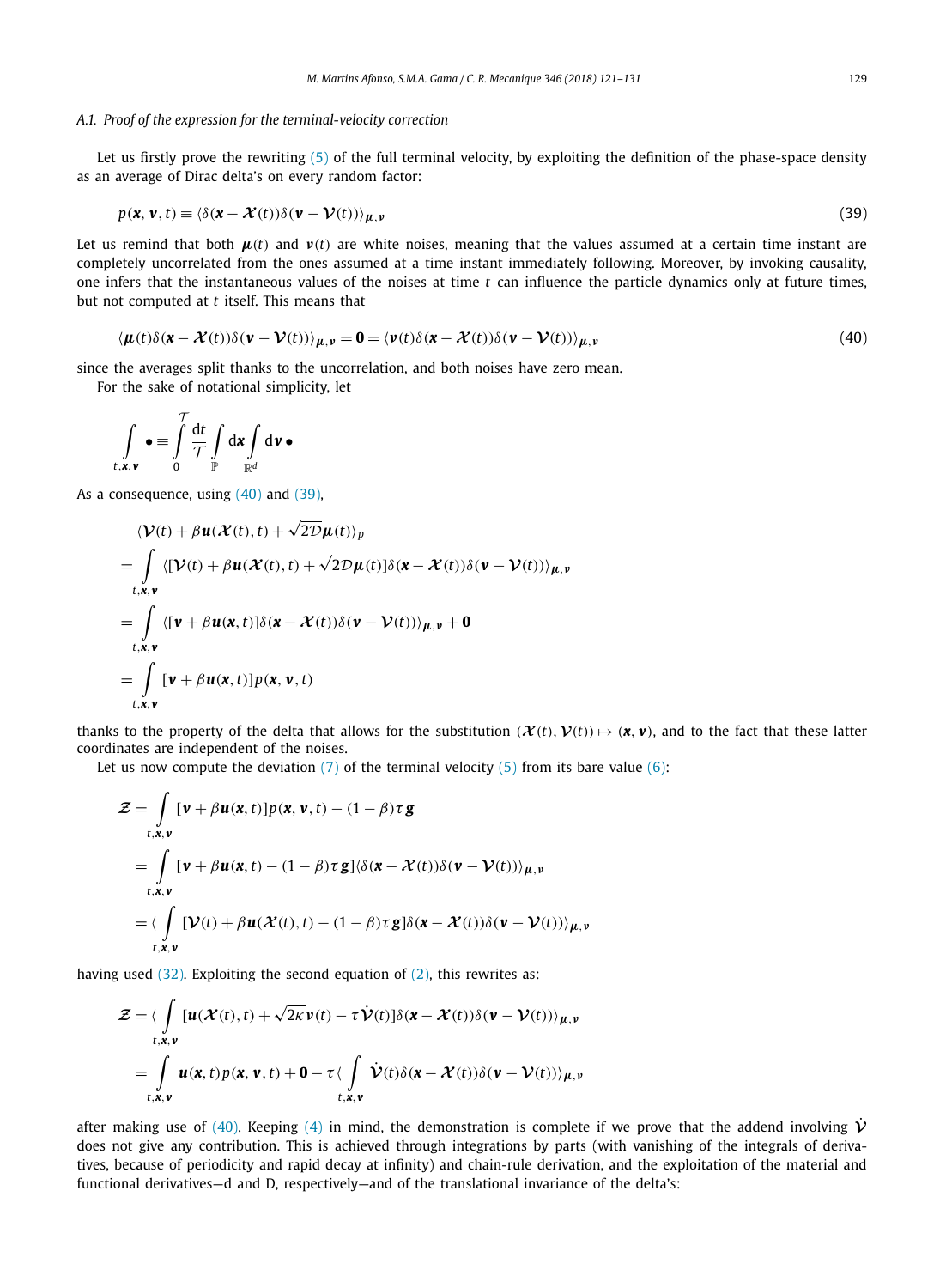### A.1. Proof of the expression for the terminal-velocity correction

Let us firstly prove the rewriting (5) of the full terminal velocity, by exploiting the definition of the phase-space density as an average of Dirac delta's on every random factor:

$$p(\boldsymbol{x}, \boldsymbol{v}, t) \equiv \langle \delta(\boldsymbol{x} - \boldsymbol{\mathcal{X}}(t))\delta(\boldsymbol{v} - \boldsymbol{\mathcal{V}}(t))\rangle_{\boldsymbol{\mu},\boldsymbol{\nu}} \tag{39}$$

Let us remind that both $\boldsymbol{\mu}(t)$ and $\boldsymbol{\nu}(t)$ are white noises, meaning that the values assumed at a certain time instant are completely uncorrelated from the ones assumed at a time instant immediately following. Moreover, by invoking causality, one infers that the instantaneous values of the noises at time $t$ can influence the particle dynamics only at future times, but not computed at $t$ itself. This means that

$$\langle \boldsymbol{\mu}(t)\delta(\boldsymbol{x} - \boldsymbol{\mathcal{X}}(t))\delta(\boldsymbol{v} - \boldsymbol{\mathcal{V}}(t))\rangle_{\boldsymbol{\mu},\boldsymbol{\nu}} = \boldsymbol{0} = \langle \boldsymbol{\nu}(t)\delta(\boldsymbol{x} - \boldsymbol{\mathcal{X}}(t))\delta(\boldsymbol{v} - \boldsymbol{\mathcal{V}}(t))\rangle_{\boldsymbol{\mu},\boldsymbol{\nu}} \tag{40}$$

since the averages split thanks to the uncorrelation, and both noises have zero mean.

For the sake of notational simplicity, let

$$\int\limits_{t,\boldsymbol{x},\boldsymbol{v}} \bullet \equiv \int\limits_0^{\mathcal{T}} \frac{\mathrm{d}t}{\mathcal{T}} \int\limits_{\mathbb{P}} \mathrm{d}\boldsymbol{x} \int\limits_{\mathbb{R}^d} \mathrm{d}\boldsymbol{v}\, \bullet$$

As a consequence, using (40) and (39),

$$\begin{aligned}
&\langle \boldsymbol{\mathcal{V}}(t) + \beta \boldsymbol{u}(\boldsymbol{\mathcal{X}}(t), t) + \sqrt{2\mathcal{D}}\boldsymbol{\mu}(t)\rangle_p \\
&= \int\limits_{t,\boldsymbol{x},\boldsymbol{v}} \langle [\boldsymbol{\mathcal{V}}(t) + \beta \boldsymbol{u}(\boldsymbol{\mathcal{X}}(t), t) + \sqrt{2\mathcal{D}}\boldsymbol{\mu}(t)]\delta(\boldsymbol{x} - \boldsymbol{\mathcal{X}}(t))\delta(\boldsymbol{v} - \boldsymbol{\mathcal{V}}(t))\rangle_{\boldsymbol{\mu},\boldsymbol{\nu}} \\
&= \int\limits_{t,\boldsymbol{x},\boldsymbol{v}} \langle [\boldsymbol{v} + \beta \boldsymbol{u}(\boldsymbol{x}, t)]\delta(\boldsymbol{x} - \boldsymbol{\mathcal{X}}(t))\delta(\boldsymbol{v} - \boldsymbol{\mathcal{V}}(t))\rangle_{\boldsymbol{\mu},\boldsymbol{\nu}} + \boldsymbol{0} \\
&= \int\limits_{t,\boldsymbol{x},\boldsymbol{v}} [\boldsymbol{v} + \beta \boldsymbol{u}(\boldsymbol{x}, t)]p(\boldsymbol{x}, \boldsymbol{v}, t)
\end{aligned}$$

thanks to the property of the delta that allows for the substitution $(\boldsymbol{\mathcal{X}}(t), \boldsymbol{\mathcal{V}}(t)) \mapsto (\boldsymbol{x}, \boldsymbol{v})$, and to the fact that these latter coordinates are independent of the noises.

Let us now compute the deviation (7) of the terminal velocity (5) from its bare value (6):

$$\begin{aligned}
\boldsymbol{\mathcal{Z}} &= \int\limits_{t,\boldsymbol{x},\boldsymbol{v}} [\boldsymbol{v} + \beta \boldsymbol{u}(\boldsymbol{x}, t)]p(\boldsymbol{x}, \boldsymbol{v}, t) - (1-\beta)\tau \boldsymbol{g} \\
&= \int\limits_{t,\boldsymbol{x},\boldsymbol{v}} [\boldsymbol{v} + \beta \boldsymbol{u}(\boldsymbol{x}, t) - (1-\beta)\tau \boldsymbol{g}]\langle \delta(\boldsymbol{x} - \boldsymbol{\mathcal{X}}(t))\delta(\boldsymbol{v} - \boldsymbol{\mathcal{V}}(t))\rangle_{\boldsymbol{\mu},\boldsymbol{\nu}} \\
&= \langle \int\limits_{t,\boldsymbol{x},\boldsymbol{v}} [\boldsymbol{\mathcal{V}}(t) + \beta \boldsymbol{u}(\boldsymbol{\mathcal{X}}(t), t) - (1-\beta)\tau \boldsymbol{g}]\delta(\boldsymbol{x} - \boldsymbol{\mathcal{X}}(t))\delta(\boldsymbol{v} - \boldsymbol{\mathcal{V}}(t))\rangle_{\boldsymbol{\mu},\boldsymbol{\nu}}
\end{aligned}$$

having used (32). Exploiting the second equation of (2), this rewrites as:

$$\begin{aligned}
\boldsymbol{\mathcal{Z}} &= \langle \int\limits_{t,\boldsymbol{x},\boldsymbol{v}} [\boldsymbol{u}(\boldsymbol{\mathcal{X}}(t), t) + \sqrt{2\kappa}\boldsymbol{\nu}(t) - \tau \dot{\boldsymbol{\mathcal{V}}}(t)]\delta(\boldsymbol{x} - \boldsymbol{\mathcal{X}}(t))\delta(\boldsymbol{v} - \boldsymbol{\mathcal{V}}(t))\rangle_{\boldsymbol{\mu},\boldsymbol{\nu}} \\
&= \int\limits_{t,\boldsymbol{x},\boldsymbol{v}} \boldsymbol{u}(\boldsymbol{x}, t)p(\boldsymbol{x}, \boldsymbol{v}, t) + \boldsymbol{0} - \tau \langle \int\limits_{t,\boldsymbol{x},\boldsymbol{v}} \dot{\boldsymbol{\mathcal{V}}}(t)\delta(\boldsymbol{x} - \boldsymbol{\mathcal{X}}(t))\delta(\boldsymbol{v} - \boldsymbol{\mathcal{V}}(t))\rangle_{\boldsymbol{\mu},\boldsymbol{\nu}}
\end{aligned}$$

after making use of (40). Keeping (4) in mind, the demonstration is complete if we prove that the addend involving $\dot{\boldsymbol{\mathcal{V}}}$ does not give any contribution. This is achieved through integrations by parts (with vanishing of the integrals of derivatives, because of periodicity and rapid decay at infinity) and chain-rule derivation, and the exploitation of the material and functional derivatives—d and D, respectively—and of the translational invariance of the delta's: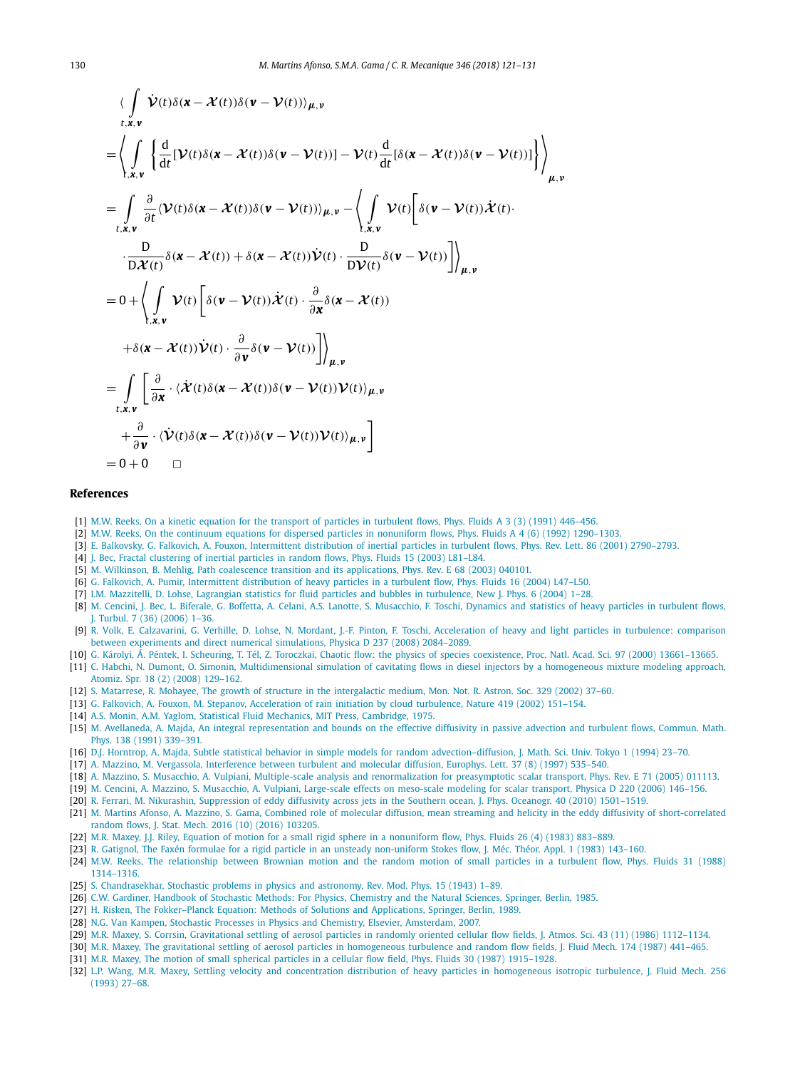$$
\begin{aligned}
&\langle \int_{t,\boldsymbol{x},\boldsymbol{v}} \dot{\boldsymbol{\mathcal{V}}}(t)\delta(\boldsymbol{x}-\boldsymbol{\mathcal{X}}(t))\delta(\boldsymbol{v}-\boldsymbol{\mathcal{V}}(t))\rangle_{\boldsymbol{\mu},\boldsymbol{\nu}} \\
&= \left\langle \int_{t,\boldsymbol{x},\boldsymbol{v}} \left\{ \frac{\mathrm{d}}{\mathrm{d}t}[\boldsymbol{\mathcal{V}}(t)\delta(\boldsymbol{x}-\boldsymbol{\mathcal{X}}(t))\delta(\boldsymbol{v}-\boldsymbol{\mathcal{V}}(t))] - \boldsymbol{\mathcal{V}}(t)\frac{\mathrm{d}}{\mathrm{d}t}[\delta(\boldsymbol{x}-\boldsymbol{\mathcal{X}}(t))\delta(\boldsymbol{v}-\boldsymbol{\mathcal{V}}(t))] \right\} \right\rangle_{\boldsymbol{\mu},\boldsymbol{\nu}} \\
&= \int_{t,\boldsymbol{x},\boldsymbol{v}} \frac{\partial}{\partial t}\langle \boldsymbol{\mathcal{V}}(t)\delta(\boldsymbol{x}-\boldsymbol{\mathcal{X}}(t))\delta(\boldsymbol{v}-\boldsymbol{\mathcal{V}}(t))\rangle_{\boldsymbol{\mu},\boldsymbol{\nu}} - \left\langle \int_{t,\boldsymbol{x},\boldsymbol{v}} \boldsymbol{\mathcal{V}}(t)\left[ \delta(\boldsymbol{v}-\boldsymbol{\mathcal{V}}(t))\dot{\boldsymbol{\mathcal{X}}}(t)\cdot \right.\right. \\
&\qquad \left.\left. \cdot \frac{\mathrm{D}}{\mathrm{D}\boldsymbol{\mathcal{X}}(t)}\delta(\boldsymbol{x}-\boldsymbol{\mathcal{X}}(t)) + \delta(\boldsymbol{x}-\boldsymbol{\mathcal{X}}(t))\dot{\boldsymbol{\mathcal{V}}}(t)\cdot\frac{\mathrm{D}}{\mathrm{D}\boldsymbol{\mathcal{V}}(t)}\delta(\boldsymbol{v}-\boldsymbol{\mathcal{V}}(t)) \right] \right\rangle_{\boldsymbol{\mu},\boldsymbol{\nu}} \\
&= 0 + \left\langle \int_{t,\boldsymbol{x},\boldsymbol{v}} \boldsymbol{\mathcal{V}}(t)\left[ \delta(\boldsymbol{v}-\boldsymbol{\mathcal{V}}(t))\dot{\boldsymbol{\mathcal{X}}}(t)\cdot\frac{\partial}{\partial\boldsymbol{x}}\delta(\boldsymbol{x}-\boldsymbol{\mathcal{X}}(t)) \right.\right. \\
&\qquad \left.\left. + \delta(\boldsymbol{x}-\boldsymbol{\mathcal{X}}(t))\dot{\boldsymbol{\mathcal{V}}}(t)\cdot\frac{\partial}{\partial\boldsymbol{v}}\delta(\boldsymbol{v}-\boldsymbol{\mathcal{V}}(t)) \right] \right\rangle_{\boldsymbol{\mu},\boldsymbol{\nu}} \\
&= \int_{t,\boldsymbol{x},\boldsymbol{v}} \left[ \frac{\partial}{\partial\boldsymbol{x}}\cdot\langle \dot{\boldsymbol{\mathcal{X}}}(t)\delta(\boldsymbol{x}-\boldsymbol{\mathcal{X}}(t))\delta(\boldsymbol{v}-\boldsymbol{\mathcal{V}}(t))\boldsymbol{\mathcal{V}}(t)\rangle_{\boldsymbol{\mu},\boldsymbol{\nu}} \right. \\
&\qquad \left. + \frac{\partial}{\partial\boldsymbol{v}}\cdot\langle \dot{\boldsymbol{\mathcal{V}}}(t)\delta(\boldsymbol{x}-\boldsymbol{\mathcal{X}}(t))\delta(\boldsymbol{v}-\boldsymbol{\mathcal{V}}(t))\boldsymbol{\mathcal{V}}(t)\rangle_{\boldsymbol{\mu},\boldsymbol{\nu}} \right] \\
&= 0 + 0 \qquad \square
\end{aligned}
$$

## References

[1] M.W. Reeks, On a kinetic equation for the transport of particles in turbulent flows, Phys. Fluids A 3 (3) (1991) 446–456.
[2] M.W. Reeks, On the continuum equations for dispersed particles in nonuniform flows, Phys. Fluids A 4 (6) (1992) 1290–1303.
[3] E. Balkovsky, G. Falkovich, A. Fouxon, Intermittent distribution of inertial particles in turbulent flows, Phys. Rev. Lett. 86 (2001) 2790–2793.
[4] J. Bec, Fractal clustering of inertial particles in random flows, Phys. Fluids 15 (2003) L81–L84.
[5] M. Wilkinson, B. Mehlig, Path coalescence transition and its applications, Phys. Rev. E 68 (2003) 040101.
[6] G. Falkovich, A. Pumir, Intermittent distribution of heavy particles in a turbulent flow, Phys. Fluids 16 (2004) L47–L50.
[7] I.M. Mazzitelli, D. Lohse, Lagrangian statistics for fluid particles and bubbles in turbulence, New J. Phys. 6 (2004) 1–28.
[8] M. Cencini, J. Bec, L. Biferale, G. Boffetta, A. Celani, A.S. Lanotte, S. Musacchio, F. Toschi, Dynamics and statistics of heavy particles in turbulent flows, J. Turbul. 7 (36) (2006) 1–36.
[9] R. Volk, E. Calzavarini, G. Verhille, D. Lohse, N. Mordant, J.-F. Pinton, F. Toschi, Acceleration of heavy and light particles in turbulence: comparison between experiments and direct numerical simulations, Physica D 237 (2008) 2084–2089.
[10] G. Károlyi, Á. Péntek, I. Scheuring, T. Tél, Z. Toroczkai, Chaotic flow: the physics of species coexistence, Proc. Natl. Acad. Sci. 97 (2000) 13661–13665.
[11] C. Habchi, N. Dumont, O. Simonin, Multidimensional simulation of cavitating flows in diesel injectors by a homogeneous mixture modeling approach, Atomiz. Spr. 18 (2) (2008) 129–162.
[12] S. Matarrese, R. Mohayee, The growth of structure in the intergalactic medium, Mon. Not. R. Astron. Soc. 329 (2002) 37–60.
[13] G. Falkovich, A. Fouxon, M. Stepanov, Acceleration of rain initiation by cloud turbulence, Nature 419 (2002) 151–154.
[14] A.S. Monin, A.M. Yaglom, Statistical Fluid Mechanics, MIT Press, Cambridge, 1975.
[15] M. Avellaneda, A. Majda, An integral representation and bounds on the effective diffusivity in passive advection and turbulent flows, Commun. Math. Phys. 138 (1991) 339–391.
[16] D.J. Horntrop, A. Majda, Subtle statistical behavior in simple models for random advection–diffusion, J. Math. Sci. Univ. Tokyo 1 (1994) 23–70.
[17] A. Mazzino, M. Vergassola, Interference between turbulent and molecular diffusion, Europhys. Lett. 37 (8) (1997) 535–540.
[18] A. Mazzino, S. Musacchio, A. Vulpiani, Multiple-scale analysis and renormalization for preasymptotic scalar transport, Phys. Rev. E 71 (2005) 011113.
[19] M. Cencini, A. Mazzino, S. Musacchio, A. Vulpiani, Large-scale effects on meso-scale modeling for scalar transport, Physica D 220 (2006) 146–156.
[20] R. Ferrari, M. Nikurashin, Suppression of eddy diffusivity across jets in the Southern ocean, J. Phys. Oceanogr. 40 (2010) 1501–1519.
[21] M. Martins Afonso, A. Mazzino, S. Gama, Combined role of molecular diffusion, mean streaming and helicity in the eddy diffusivity of short-correlated random flows, J. Stat. Mech. 2016 (10) (2016) 103205.
[22] M.R. Maxey, J.J. Riley, Equation of motion for a small rigid sphere in a nonuniform flow, Phys. Fluids 26 (4) (1983) 883–889.
[23] R. Gatignol, The Faxén formulae for a rigid particle in an unsteady non-uniform Stokes flow, J. Méc. Théor. Appl. 1 (1983) 143–160.
[24] M.W. Reeks, The relationship between Brownian motion and the random motion of small particles in a turbulent flow, Phys. Fluids 31 (1988) 1314–1316.
[25] S. Chandrasekhar, Stochastic problems in physics and astronomy, Rev. Mod. Phys. 15 (1943) 1–89.
[26] C.W. Gardiner, Handbook of Stochastic Methods: For Physics, Chemistry and the Natural Sciences, Springer, Berlin, 1985.
[27] H. Risken, The Fokker–Planck Equation: Methods of Solutions and Applications, Springer, Berlin, 1989.
[28] N.G. Van Kampen, Stochastic Processes in Physics and Chemistry, Elsevier, Amsterdam, 2007.
[29] M.R. Maxey, S. Corrsin, Gravitational settling of aerosol particles in randomly oriented cellular flow fields, J. Atmos. Sci. 43 (11) (1986) 1112–1134.
[30] M.R. Maxey, The gravitational settling of aerosol particles in homogeneous turbulence and random flow fields, J. Fluid Mech. 174 (1987) 441–465.
[31] M.R. Maxey, The motion of small spherical particles in a cellular flow field, Phys. Fluids 30 (1987) 1915–1928.
[32] L.P. Wang, M.R. Maxey, Settling velocity and concentration distribution of heavy particles in homogeneous isotropic turbulence, J. Fluid Mech. 256 (1993) 27–68.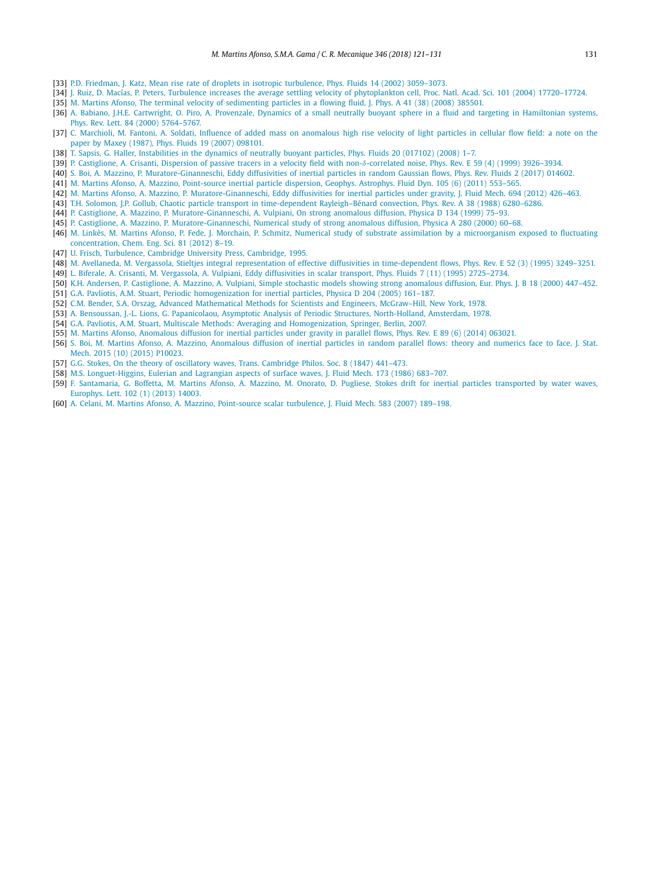[33] P.D. Friedman, J. Katz, Mean rise rate of droplets in isotropic turbulence, Phys. Fluids 14 (2002) 3059–3073.

[34] J. Ruiz, D. Macías, P. Peters, Turbulence increases the average settling velocity of phytoplankton cell, Proc. Natl. Acad. Sci. 101 (2004) 17720–17724.

[35] M. Martins Afonso, The terminal velocity of sedimenting particles in a flowing fluid, J. Phys. A 41 (38) (2008) 385501.

[36] A. Babiano, J.H.E. Cartwright, O. Piro, A. Provenzale, Dynamics of a small neutrally buoyant sphere in a fluid and targeting in Hamiltonian systems, Phys. Rev. Lett. 84 (2000) 5764–5767.

[37] C. Marchioli, M. Fantoni, A. Soldati, Influence of added mass on anomalous high rise velocity of light particles in cellular flow field: a note on the paper by Maxey (1987), Phys. Fluids 19 (2007) 098101.

[38] T. Sapsis, G. Haller, Instabilities in the dynamics of neutrally buoyant particles, Phys. Fluids 20 (017102) (2008) 1–7.

[39] P. Castiglione, A. Crisanti, Dispersion of passive tracers in a velocity field with non-$\delta$-correlated noise, Phys. Rev. E 59 (4) (1999) 3926–3934.

[40] S. Boi, A. Mazzino, P. Muratore-Ginanneschi, Eddy diffusivities of inertial particles in random Gaussian flows, Phys. Rev. Fluids 2 (2017) 014602.

[41] M. Martins Afonso, A. Mazzino, Point-source inertial particle dispersion, Geophys. Astrophys. Fluid Dyn. 105 (6) (2011) 553–565.

[42] M. Martins Afonso, A. Mazzino, P. Muratore-Ginanneschi, Eddy diffusivities for inertial particles under gravity, J. Fluid Mech. 694 (2012) 426–463.

[43] T.H. Solomon, J.P. Gollub, Chaotic particle transport in time-dependent Rayleigh–Bénard convection, Phys. Rev. A 38 (1988) 6280–6286.

[44] P. Castiglione, A. Mazzino, P. Muratore-Ginanneschi, A. Vulpiani, On strong anomalous diffusion, Physica D 134 (1999) 75–93.

[45] P. Castiglione, A. Mazzino, P. Muratore-Ginanneschi, Numerical study of strong anomalous diffusion, Physica A 280 (2000) 60–68.

[46] M. Linkès, M. Martins Afonso, P. Fede, J. Morchain, P. Schmitz, Numerical study of substrate assimilation by a microorganism exposed to fluctuating concentration, Chem. Eng. Sci. 81 (2012) 8–19.

[47] U. Frisch, Turbulence, Cambridge University Press, Cambridge, 1995.

[48] M. Avellaneda, M. Vergassola, Stieltjes integral representation of effective diffusivities in time-dependent flows, Phys. Rev. E 52 (3) (1995) 3249–3251.

[49] L. Biferale, A. Crisanti, M. Vergassola, A. Vulpiani, Eddy diffusivities in scalar transport, Phys. Fluids 7 (11) (1995) 2725–2734.

[50] K.H. Andersen, P. Castiglione, A. Mazzino, A. Vulpiani, Simple stochastic models showing strong anomalous diffusion, Eur. Phys. J. B 18 (2000) 447–452.

[51] G.A. Pavliotis, A.M. Stuart, Periodic homogenization for inertial particles, Physica D 204 (2005) 161–187.

[52] C.M. Bender, S.A. Orszag, Advanced Mathematical Methods for Scientists and Engineers, McGraw–Hill, New York, 1978.

[53] A. Bensoussan, J.-L. Lions, G. Papanicolaou, Asymptotic Analysis of Periodic Structures, North-Holland, Amsterdam, 1978.

[54] G.A. Pavliotis, A.M. Stuart, Multiscale Methods: Averaging and Homogenization, Springer, Berlin, 2007.

[55] M. Martins Afonso, Anomalous diffusion for inertial particles under gravity in parallel flows, Phys. Rev. E 89 (6) (2014) 063021.

[56] S. Boi, M. Martins Afonso, A. Mazzino, Anomalous diffusion of inertial particles in random parallel flows: theory and numerics face to face, J. Stat. Mech. 2015 (10) (2015) P10023.

[57] G.G. Stokes, On the theory of oscillatory waves, Trans. Cambridge Philos. Soc. 8 (1847) 441–473.

[58] M.S. Longuet-Higgins, Eulerian and Lagrangian aspects of surface waves, J. Fluid Mech. 173 (1986) 683–707.

[59] F. Santamaria, G. Boffetta, M. Martins Afonso, A. Mazzino, M. Onorato, D. Pugliese, Stokes drift for inertial particles transported by water waves, Europhys. Lett. 102 (1) (2013) 14003.

[60] A. Celani, M. Martins Afonso, A. Mazzino, Point-source scalar turbulence, J. Fluid Mech. 583 (2007) 189–198.